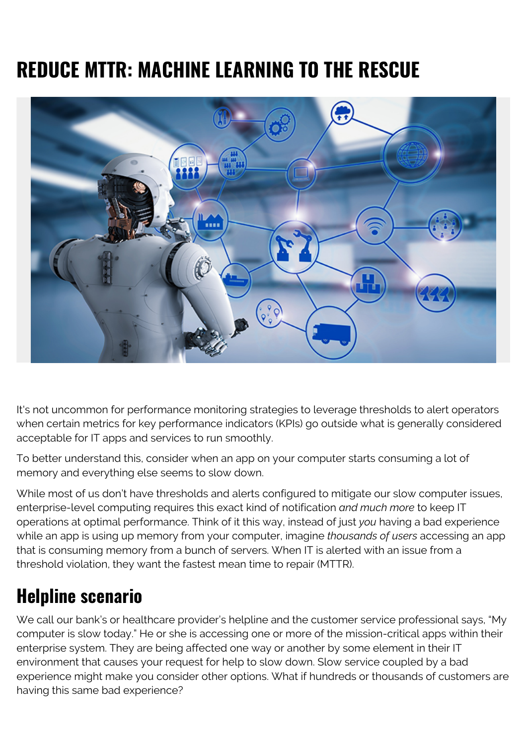# REDUCE MTTR: MACHINE LEARNING TO THE RESCUE

It's not uncommon for performance monitoring strategies to leverage thresholds to alert operators when certain metrics for key performance indicators (KPIs) go outside what is generally considered acceptable for IT apps and services to run smoothly.

To better understand this, consider when an app on your computer starts consuming a lot of memory and everything else seems to slow down.

While most of us don't have thresholds and alerts configured to mitigate our slow computer issues, enterprise-level computing requires this exact kind of notification *and much more* to keep IT operations at optimal performance. Think of it this way, instead of just *you* having a bad experience while an app is using up memory from your computer, imagine *thousands of users* accessing an app that is consuming memory from a bunch of servers. When IT is alerted with an issue from a threshold violation, they want the fastest mean time to repair (MTTR).

## Helpline scenario

We call our bank's or healthcare provider's helpline and the customer service professional says, "My computer is slow today." He or she is accessing one or more of the mission-critical apps within their enterprise system. They are being affected one way or another by some element in their IT environment that causes your request for help to slow down. Slow service coupled by a bad experience might make you consider other options. What if hundreds or thousands of customers are having this same bad experience?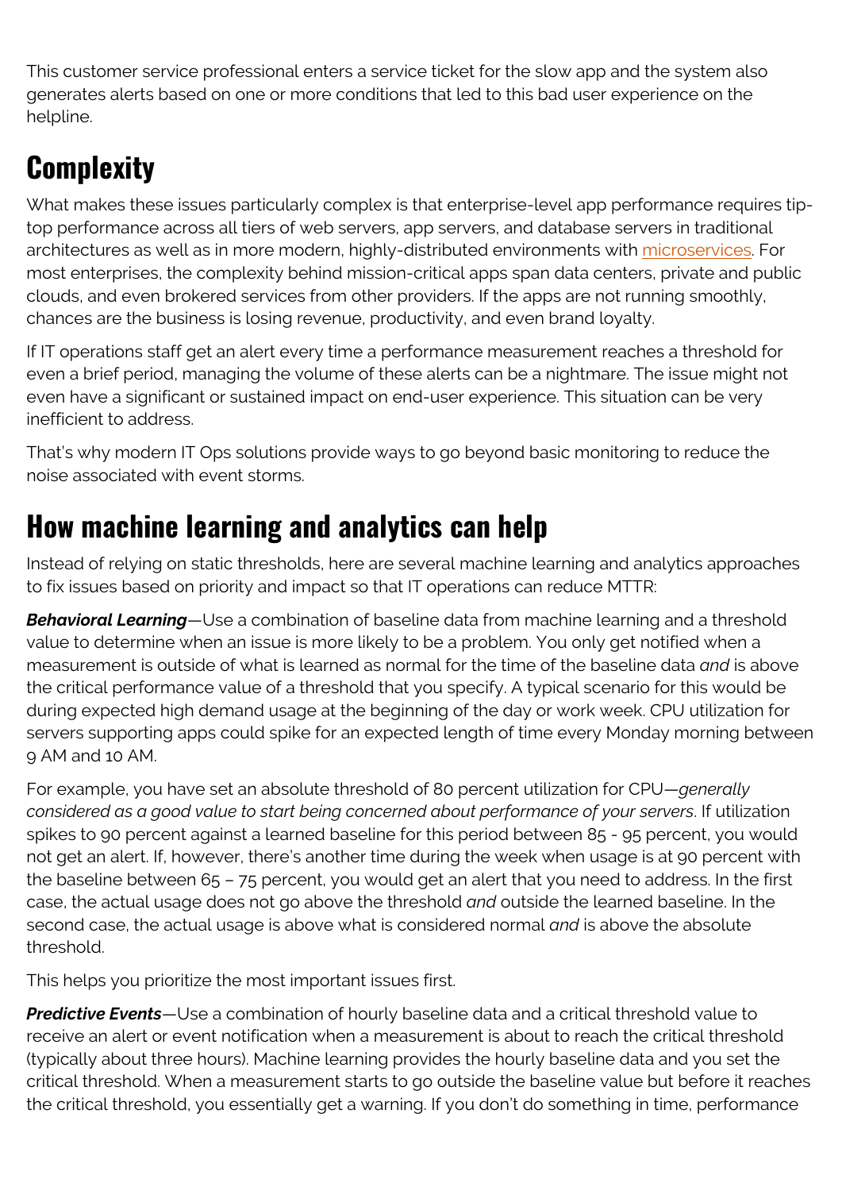This customer service professional enters a service ticket for the slow app and the system also generates alerts based on one or more conditions that led to this bad user experience on the helpline.

## Complexity

What makes these issues particularly complex is that enterprise-level app performance requires tip-top performance across all tiers of web servers, app servers, and database servers in traditional architectures as well as in more modern, highly-distributed environments with microservices. For most enterprises, the complexity behind mission-critical apps span data centers, private and public clouds, and even brokered services from other providers. If the apps are not running smoothly, chances are the business is losing revenue, productivity, and even brand loyalty.

If IT operations staff get an alert every time a performance measurement reaches a threshold for even a brief period, managing the volume of these alerts can be a nightmare. The issue might not even have a significant or sustained impact on end-user experience. This situation can be very inefficient to address.

That's why modern IT Ops solutions provide ways to go beyond basic monitoring to reduce the noise associated with event storms.

## How machine learning and analytics can help

Instead of relying on static thresholds, here are several machine learning and analytics approaches to fix issues based on priority and impact so that IT operations can reduce MTTR:

***Behavioral Learning***—Use a combination of baseline data from machine learning and a threshold value to determine when an issue is more likely to be a problem. You only get notified when a measurement is outside of what is learned as normal for the time of the baseline data *and* is above the critical performance value of a threshold that you specify. A typical scenario for this would be during expected high demand usage at the beginning of the day or work week. CPU utilization for servers supporting apps could spike for an expected length of time every Monday morning between 9 AM and 10 AM.

For example, you have set an absolute threshold of 80 percent utilization for CPU—*generally considered as a good value to start being concerned about performance of your servers*. If utilization spikes to 90 percent against a learned baseline for this period between 85 - 95 percent, you would not get an alert. If, however, there's another time during the week when usage is at 90 percent with the baseline between 65 – 75 percent, you would get an alert that you need to address. In the first case, the actual usage does not go above the threshold *and* outside the learned baseline. In the second case, the actual usage is above what is considered normal *and* is above the absolute threshold.

This helps you prioritize the most important issues first.

***Predictive Events***—Use a combination of hourly baseline data and a critical threshold value to receive an alert or event notification when a measurement is about to reach the critical threshold (typically about three hours). Machine learning provides the hourly baseline data and you set the critical threshold. When a measurement starts to go outside the baseline value but before it reaches the critical threshold, you essentially get a warning. If you don't do something in time, performance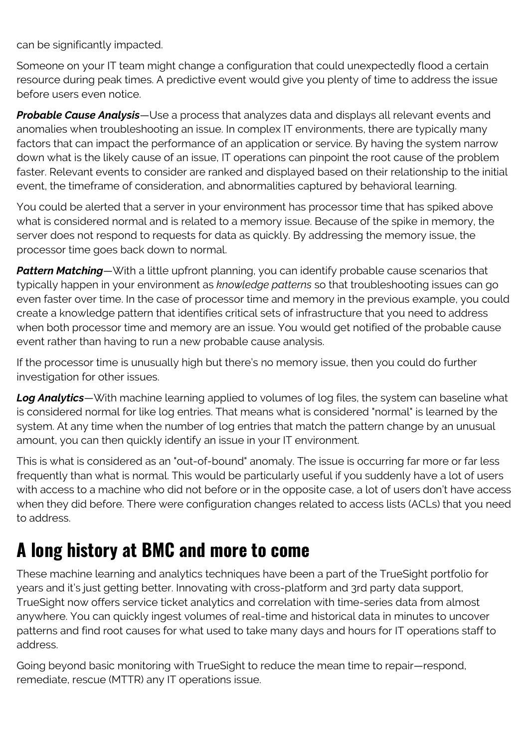can be significantly impacted.

Someone on your IT team might change a configuration that could unexpectedly flood a certain resource during peak times. A predictive event would give you plenty of time to address the issue before users even notice.

***Probable Cause Analysis***—Use a process that analyzes data and displays all relevant events and anomalies when troubleshooting an issue. In complex IT environments, there are typically many factors that can impact the performance of an application or service. By having the system narrow down what is the likely cause of an issue, IT operations can pinpoint the root cause of the problem faster. Relevant events to consider are ranked and displayed based on their relationship to the initial event, the timeframe of consideration, and abnormalities captured by behavioral learning.

You could be alerted that a server in your environment has processor time that has spiked above what is considered normal and is related to a memory issue. Because of the spike in memory, the server does not respond to requests for data as quickly. By addressing the memory issue, the processor time goes back down to normal.

***Pattern Matching***—With a little upfront planning, you can identify probable cause scenarios that typically happen in your environment as *knowledge patterns* so that troubleshooting issues can go even faster over time. In the case of processor time and memory in the previous example, you could create a knowledge pattern that identifies critical sets of infrastructure that you need to address when both processor time and memory are an issue. You would get notified of the probable cause event rather than having to run a new probable cause analysis.

If the processor time is unusually high but there's no memory issue, then you could do further investigation for other issues.

***Log Analytics***—With machine learning applied to volumes of log files, the system can baseline what is considered normal for like log entries. That means what is considered "normal" is learned by the system. At any time when the number of log entries that match the pattern change by an unusual amount, you can then quickly identify an issue in your IT environment.

This is what is considered as an "out-of-bound" anomaly. The issue is occurring far more or far less frequently than what is normal. This would be particularly useful if you suddenly have a lot of users with access to a machine who did not before or in the opposite case, a lot of users don't have access when they did before. There were configuration changes related to access lists (ACLs) that you need to address.

## A long history at BMC and more to come

These machine learning and analytics techniques have been a part of the TrueSight portfolio for years and it's just getting better. Innovating with cross-platform and 3rd party data support, TrueSight now offers service ticket analytics and correlation with time-series data from almost anywhere. You can quickly ingest volumes of real-time and historical data in minutes to uncover patterns and find root causes for what used to take many days and hours for IT operations staff to address.

Going beyond basic monitoring with TrueSight to reduce the mean time to repair—respond, remediate, rescue (MTTR) any IT operations issue.